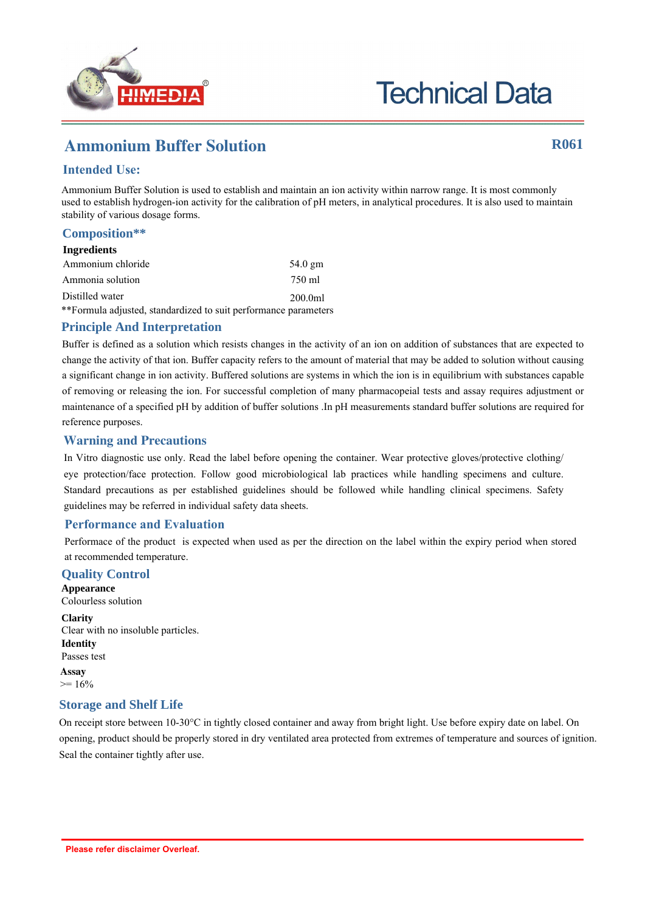Technical Data

# Ammonium Buffer Solution

**R061**

## Intended Use:

Ammonium Buffer Solution is used to establish and maintain an ion activity within narrow range. It is most commonly used to establish hydrogen-ion activity for the calibration of pH meters, in analytical procedures. It is also used to maintain stability of various dosage forms.

## Composition**

| **Ingredients** | |
|---|---|
| Ammonium chloride | 54.0 gm |
| Ammonia solution | 750 ml |
| Distilled water | 200.0ml |

**Formula adjusted, standardized to suit performance parameters

## Principle And Interpretation

Buffer is defined as a solution which resists changes in the activity of an ion on addition of substances that are expected to change the activity of that ion. Buffer capacity refers to the amount of material that may be added to solution without causing a significant change in ion activity. Buffered solutions are systems in which the ion is in equilibrium with substances capable of removing or releasing the ion. For successful completion of many pharmacopeial tests and assay requires adjustment or maintenance of a specified pH by addition of buffer solutions .In pH measurements standard buffer solutions are required for reference purposes.

## Warning and Precautions

In Vitro diagnostic use only. Read the label before opening the container. Wear protective gloves/protective clothing/ eye protection/face protection. Follow good microbiological lab practices while handling specimens and culture. Standard precautions as per established guidelines should be followed while handling clinical specimens. Safety guidelines may be referred in individual safety data sheets.

## Performance and Evaluation

Performace of the product is expected when used as per the direction on the label within the expiry period when stored at recommended temperature.

## Quality Control

**Appearance**
Colourless solution

**Clarity**
Clear with no insoluble particles.

**Identity**
Passes test

**Assay**
>= 16%

## Storage and Shelf Life

On receipt store between 10-30°C in tightly closed container and away from bright light. Use before expiry date on label. On opening, product should be properly stored in dry ventilated area protected from extremes of temperature and sources of ignition. Seal the container tightly after use.

Please refer disclaimer Overleaf.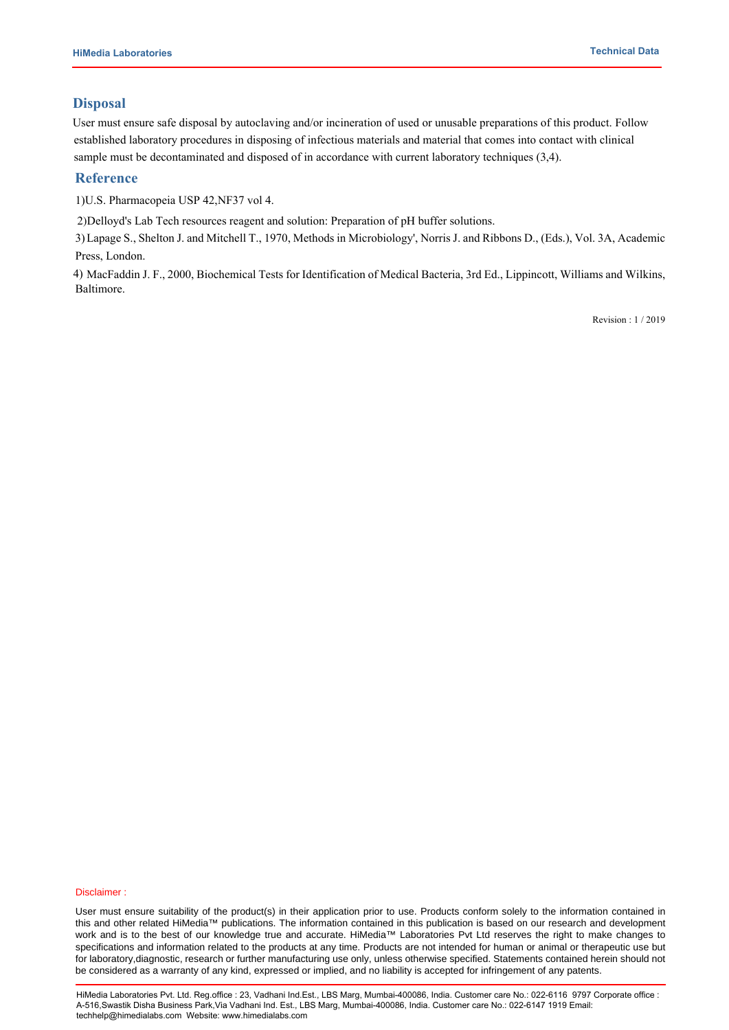## Disposal

User must ensure safe disposal by autoclaving and/or incineration of used or unusable preparations of this product. Follow established laboratory procedures in disposing of infectious materials and material that comes into contact with clinical sample must be decontaminated and disposed of in accordance with current laboratory techniques (3,4).

## Reference

1)U.S. Pharmacopeia USP 42,NF37 vol 4.

2)Delloyd's Lab Tech resources reagent and solution: Preparation of pH buffer solutions.

3) Lapage S., Shelton J. and Mitchell T., 1970, Methods in Microbiology', Norris J. and Ribbons D., (Eds.), Vol. 3A, Academic Press, London.

4) MacFaddin J. F., 2000, Biochemical Tests for Identification of Medical Bacteria, 3rd Ed., Lippincott, Williams and Wilkins, Baltimore.

Revision : 1 / 2019

Disclaimer :

User must ensure suitability of the product(s) in their application prior to use. Products conform solely to the information contained in this and other related HiMedia™ publications. The information contained in this publication is based on our research and development work and is to the best of our knowledge true and accurate. HiMedia™ Laboratories Pvt Ltd reserves the right to make changes to specifications and information related to the products at any time. Products are not intended for human or animal or therapeutic use but for laboratory,diagnostic, research or further manufacturing use only, unless otherwise specified. Statements contained herein should not be considered as a warranty of any kind, expressed or implied, and no liability is accepted for infringement of any patents.

HiMedia Laboratories Pvt. Ltd. Reg.office : 23, Vadhani Ind.Est., LBS Marg, Mumbai-400086, India. Customer care No.: 022-6116 9797 Corporate office : A-516,Swastik Disha Business Park,Via Vadhani Ind. Est., LBS Marg, Mumbai-400086, India. Customer care No.: 022-6147 1919 Email: techhelp@himedialabs.com Website: www.himedialabs.com